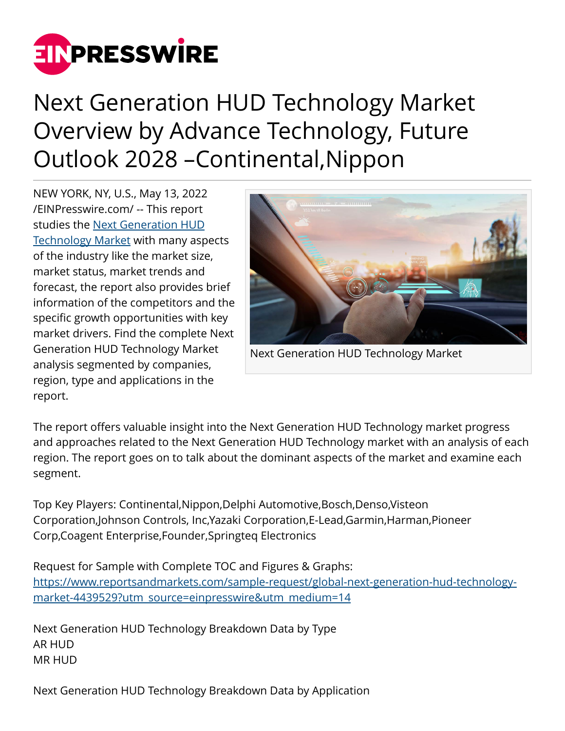# Next Generation HUD Technology Market Overview by Advance Technology, Future Outlook 2028 –Continental,Nippon

NEW YORK, NY, U.S., May 13, 2022 /EINPresswire.com/ -- This report studies the Next Generation HUD Technology Market with many aspects of the industry like the market size, market status, market trends and forecast, the report also provides brief information of the competitors and the specific growth opportunities with key market drivers. Find the complete Next Generation HUD Technology Market analysis segmented by companies, region, type and applications in the report.

Next Generation HUD Technology Market

The report offers valuable insight into the Next Generation HUD Technology market progress and approaches related to the Next Generation HUD Technology market with an analysis of each region. The report goes on to talk about the dominant aspects of the market and examine each segment.

Top Key Players: Continental,Nippon,Delphi Automotive,Bosch,Denso,Visteon Corporation,Johnson Controls, Inc,Yazaki Corporation,E-Lead,Garmin,Harman,Pioneer Corp,Coagent Enterprise,Founder,Springteq Electronics

Request for Sample with Complete TOC and Figures & Graphs:
https://www.reportsandmarkets.com/sample-request/global-next-generation-hud-technology-market-4439529?utm_source=einpresswire&utm_medium=14

Next Generation HUD Technology Breakdown Data by Type
AR HUD
MR HUD

Next Generation HUD Technology Breakdown Data by Application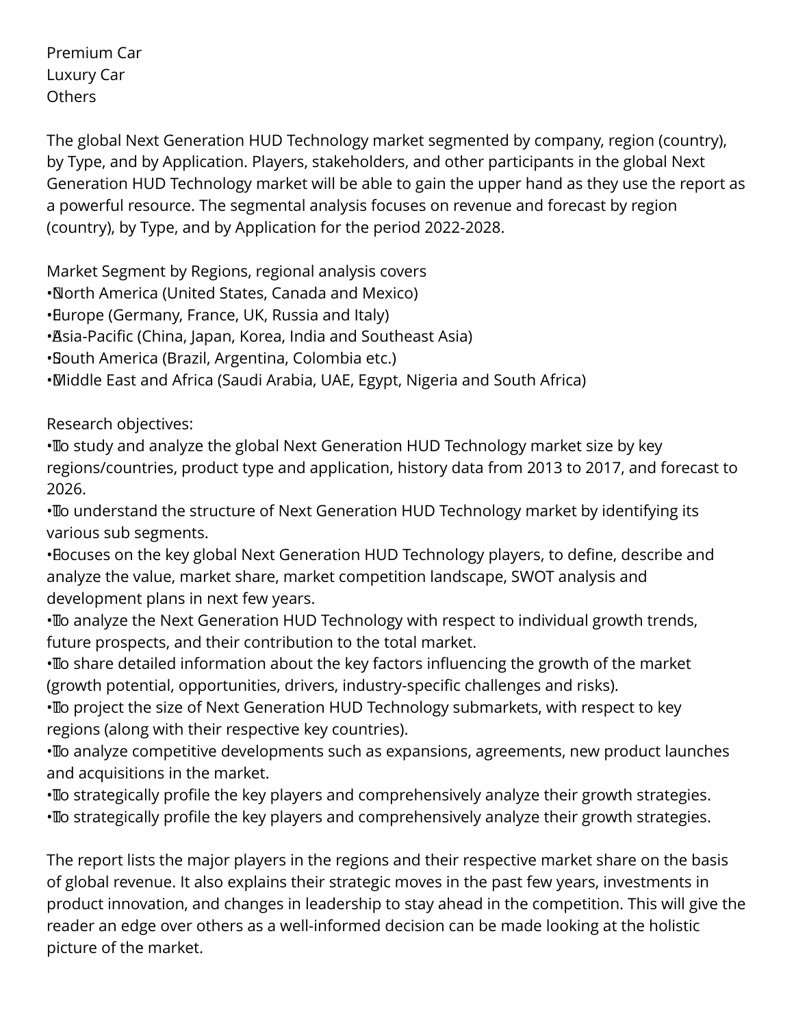Premium Car
Luxury Car
Others

The global Next Generation HUD Technology market segmented by company, region (country), by Type, and by Application. Players, stakeholders, and other participants in the global Next Generation HUD Technology market will be able to gain the upper hand as they use the report as a powerful resource. The segmental analysis focuses on revenue and forecast by region (country), by Type, and by Application for the period 2022-2028.

Market Segment by Regions, regional analysis covers

- North America (United States, Canada and Mexico)
- Europe (Germany, France, UK, Russia and Italy)
- Asia-Pacific (China, Japan, Korea, India and Southeast Asia)
- South America (Brazil, Argentina, Colombia etc.)
- Middle East and Africa (Saudi Arabia, UAE, Egypt, Nigeria and South Africa)

Research objectives:

- To study and analyze the global Next Generation HUD Technology market size by key regions/countries, product type and application, history data from 2013 to 2017, and forecast to 2026.
- To understand the structure of Next Generation HUD Technology market by identifying its various sub segments.
- Focuses on the key global Next Generation HUD Technology players, to define, describe and analyze the value, market share, market competition landscape, SWOT analysis and development plans in next few years.
- To analyze the Next Generation HUD Technology with respect to individual growth trends, future prospects, and their contribution to the total market.
- To share detailed information about the key factors influencing the growth of the market (growth potential, opportunities, drivers, industry-specific challenges and risks).
- To project the size of Next Generation HUD Technology submarkets, with respect to key regions (along with their respective key countries).
- To analyze competitive developments such as expansions, agreements, new product launches and acquisitions in the market.
- To strategically profile the key players and comprehensively analyze their growth strategies.
- To strategically profile the key players and comprehensively analyze their growth strategies.

The report lists the major players in the regions and their respective market share on the basis of global revenue. It also explains their strategic moves in the past few years, investments in product innovation, and changes in leadership to stay ahead in the competition. This will give the reader an edge over others as a well-informed decision can be made looking at the holistic picture of the market.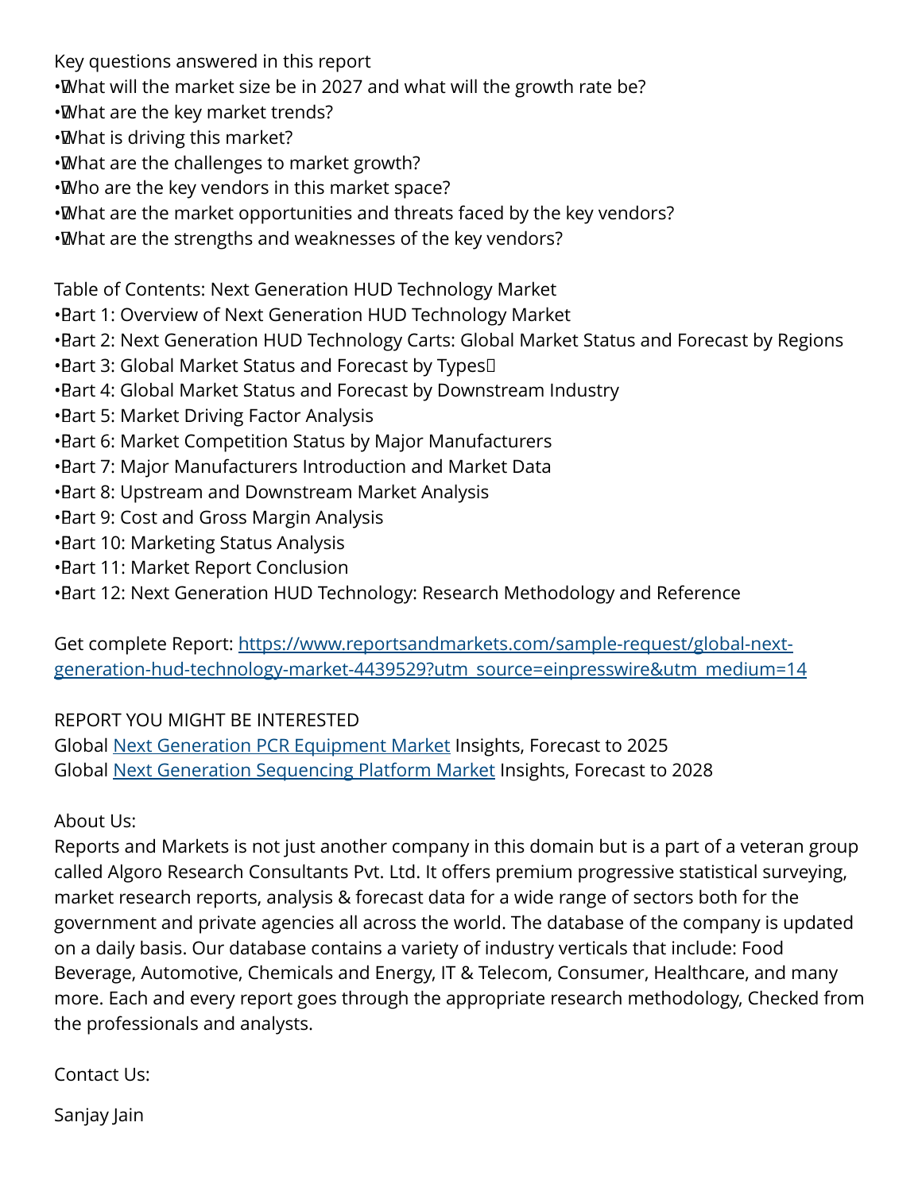Key questions answered in this report

- What will the market size be in 2027 and what will the growth rate be?
- What are the key market trends?
- What is driving this market?
- What are the challenges to market growth?
- Who are the key vendors in this market space?
- What are the market opportunities and threats faced by the key vendors?
- What are the strengths and weaknesses of the key vendors?

Table of Contents: Next Generation HUD Technology Market

- Part 1: Overview of Next Generation HUD Technology Market
- Part 2: Next Generation HUD Technology Carts: Global Market Status and Forecast by Regions
- Part 3: Global Market Status and Forecast by Types
- Part 4: Global Market Status and Forecast by Downstream Industry
- Part 5: Market Driving Factor Analysis
- Part 6: Market Competition Status by Major Manufacturers
- Part 7: Major Manufacturers Introduction and Market Data
- Part 8: Upstream and Downstream Market Analysis
- Part 9: Cost and Gross Margin Analysis
- Part 10: Marketing Status Analysis
- Part 11: Market Report Conclusion
- Part 12: Next Generation HUD Technology: Research Methodology and Reference

Get complete Report: [https://www.reportsandmarkets.com/sample-request/global-next-generation-hud-technology-market-4439529?utm_source=einpresswire&utm_medium=14](https://www.reportsandmarkets.com/sample-request/global-next-generation-hud-technology-market-4439529?utm_source=einpresswire&utm_medium=14)

REPORT YOU MIGHT BE INTERESTED

Global [Next Generation PCR Equipment Market](#) Insights, Forecast to 2025

Global [Next Generation Sequencing Platform Market](#) Insights, Forecast to 2028

About Us:

Reports and Markets is not just another company in this domain but is a part of a veteran group called Algoro Research Consultants Pvt. Ltd. It offers premium progressive statistical surveying, market research reports, analysis & forecast data for a wide range of sectors both for the government and private agencies all across the world. The database of the company is updated on a daily basis. Our database contains a variety of industry verticals that include: Food Beverage, Automotive, Chemicals and Energy, IT & Telecom, Consumer, Healthcare, and many more. Each and every report goes through the appropriate research methodology, Checked from the professionals and analysts.

Contact Us:

Sanjay Jain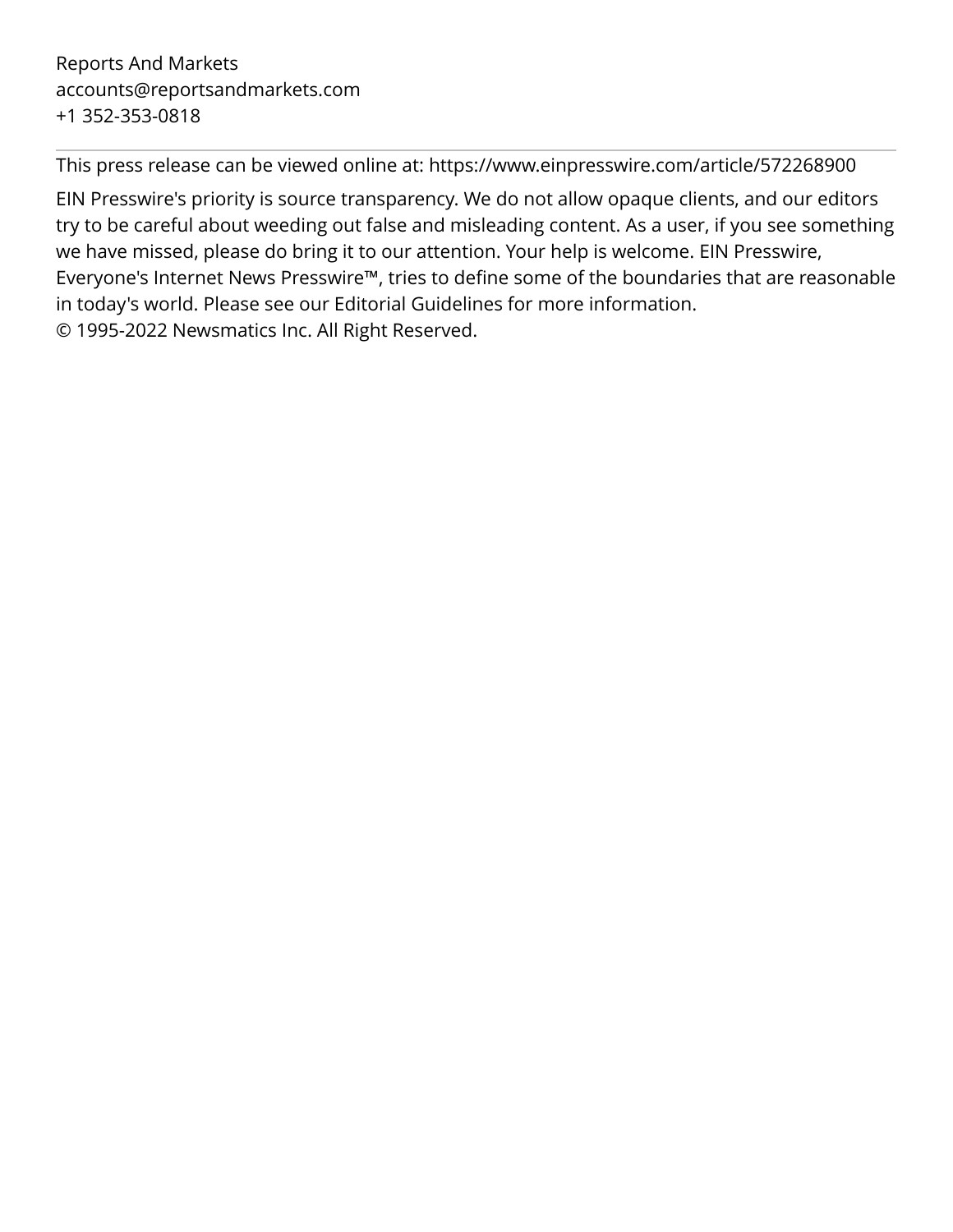Reports And Markets
accounts@reportsandmarkets.com
+1 352-353-0818

---

This press release can be viewed online at: https://www.einpresswire.com/article/572268900

EIN Presswire's priority is source transparency. We do not allow opaque clients, and our editors try to be careful about weeding out false and misleading content. As a user, if you see something we have missed, please do bring it to our attention. Your help is welcome. EIN Presswire, Everyone's Internet News Presswire™, tries to define some of the boundaries that are reasonable in today's world. Please see our Editorial Guidelines for more information.
© 1995-2022 Newsmatics Inc. All Right Reserved.